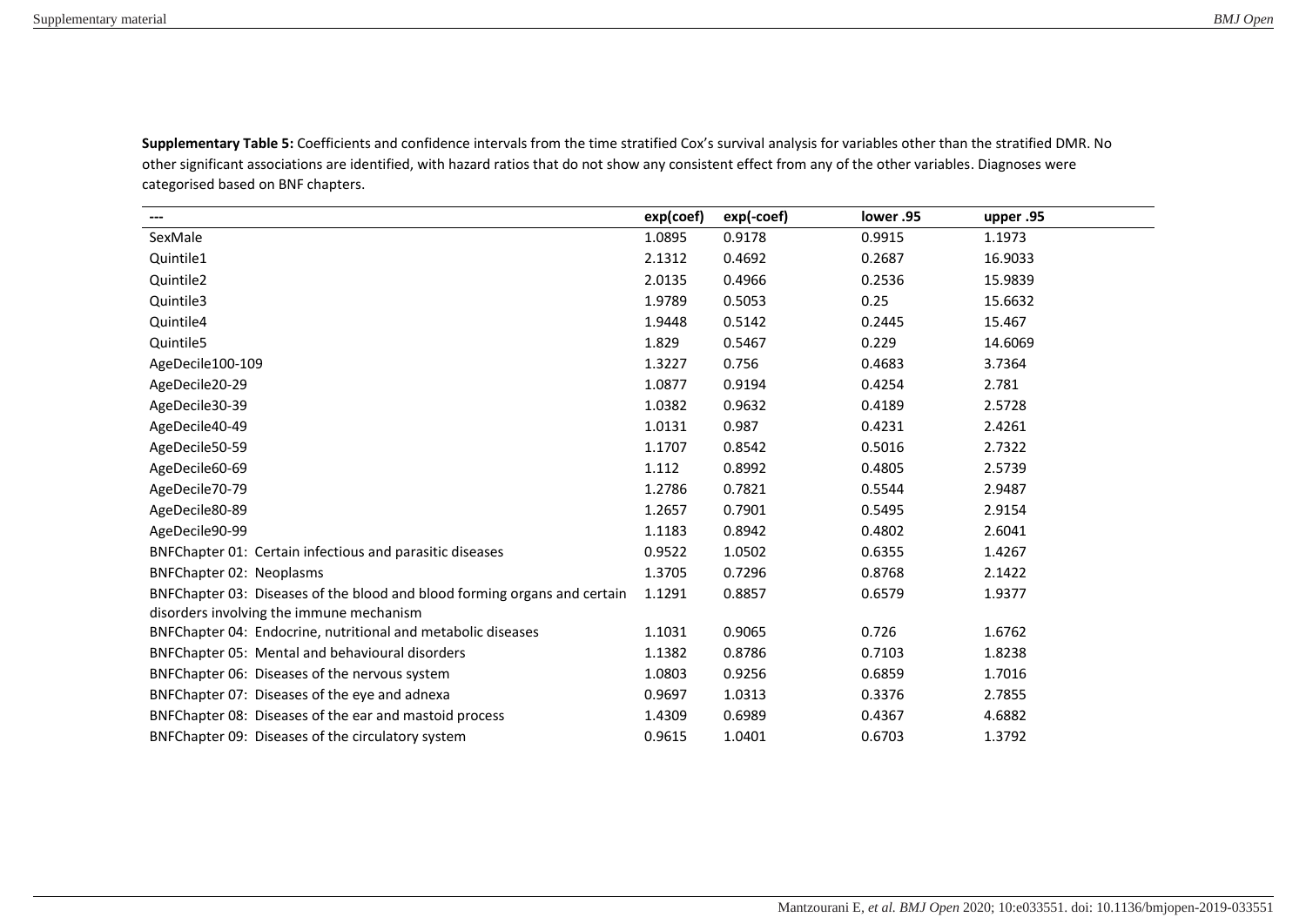**Supplementary Table 5:** Coefficients and confidence intervals from the time stratified Cox's survival analysis for variables other than the stratified DMR. No other significant associations are identified, with hazard ratios that do not show any consistent effect from any of the other variables. Diagnoses were categorised based on BNF chapters.

| --- | exp(coef) | exp(-coef) | lower .95 | upper .95 |
|---|---|---|---|---|
| SexMale | 1.0895 | 0.9178 | 0.9915 | 1.1973 |
| Quintile1 | 2.1312 | 0.4692 | 0.2687 | 16.9033 |
| Quintile2 | 2.0135 | 0.4966 | 0.2536 | 15.9839 |
| Quintile3 | 1.9789 | 0.5053 | 0.25 | 15.6632 |
| Quintile4 | 1.9448 | 0.5142 | 0.2445 | 15.467 |
| Quintile5 | 1.829 | 0.5467 | 0.229 | 14.6069 |
| AgeDecile100-109 | 1.3227 | 0.756 | 0.4683 | 3.7364 |
| AgeDecile20-29 | 1.0877 | 0.9194 | 0.4254 | 2.781 |
| AgeDecile30-39 | 1.0382 | 0.9632 | 0.4189 | 2.5728 |
| AgeDecile40-49 | 1.0131 | 0.987 | 0.4231 | 2.4261 |
| AgeDecile50-59 | 1.1707 | 0.8542 | 0.5016 | 2.7322 |
| AgeDecile60-69 | 1.112 | 0.8992 | 0.4805 | 2.5739 |
| AgeDecile70-79 | 1.2786 | 0.7821 | 0.5544 | 2.9487 |
| AgeDecile80-89 | 1.2657 | 0.7901 | 0.5495 | 2.9154 |
| AgeDecile90-99 | 1.1183 | 0.8942 | 0.4802 | 2.6041 |
| BNFChapter 01: Certain infectious and parasitic diseases | 0.9522 | 1.0502 | 0.6355 | 1.4267 |
| BNFChapter 02: Neoplasms | 1.3705 | 0.7296 | 0.8768 | 2.1422 |
| BNFChapter 03: Diseases of the blood and blood forming organs and certain disorders involving the immune mechanism | 1.1291 | 0.8857 | 0.6579 | 1.9377 |
| BNFChapter 04: Endocrine, nutritional and metabolic diseases | 1.1031 | 0.9065 | 0.726 | 1.6762 |
| BNFChapter 05: Mental and behavioural disorders | 1.1382 | 0.8786 | 0.7103 | 1.8238 |
| BNFChapter 06: Diseases of the nervous system | 1.0803 | 0.9256 | 0.6859 | 1.7016 |
| BNFChapter 07: Diseases of the eye and adnexa | 0.9697 | 1.0313 | 0.3376 | 2.7855 |
| BNFChapter 08: Diseases of the ear and mastoid process | 1.4309 | 0.6989 | 0.4367 | 4.6882 |
| BNFChapter 09: Diseases of the circulatory system | 0.9615 | 1.0401 | 0.6703 | 1.3792 |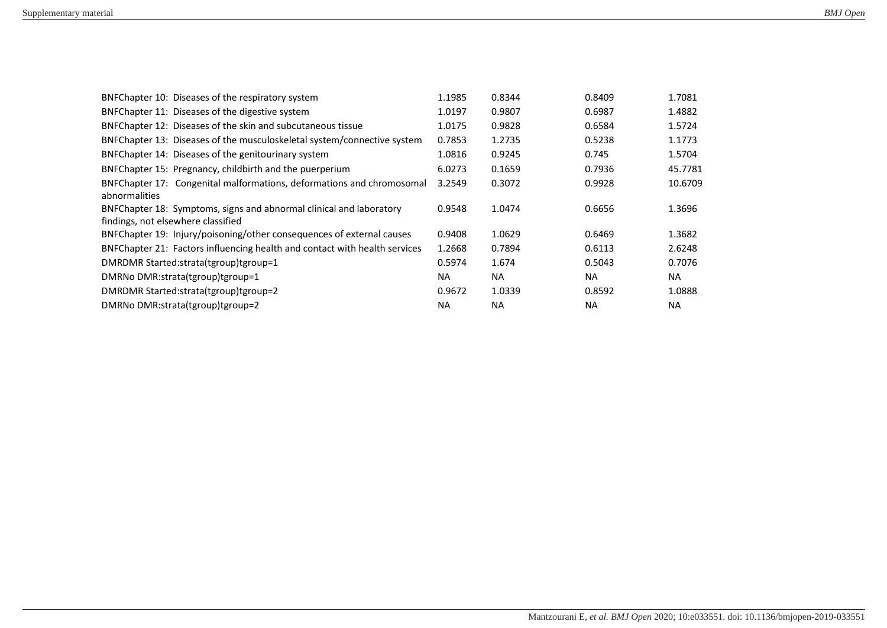| | | | | |
|---|---|---|---|---|
| BNFChapter 10: Diseases of the respiratory system | 1.1985 | 0.8344 | 0.8409 | 1.7081 |
| BNFChapter 11: Diseases of the digestive system | 1.0197 | 0.9807 | 0.6987 | 1.4882 |
| BNFChapter 12: Diseases of the skin and subcutaneous tissue | 1.0175 | 0.9828 | 0.6584 | 1.5724 |
| BNFChapter 13: Diseases of the musculoskeletal system/connective system | 0.7853 | 1.2735 | 0.5238 | 1.1773 |
| BNFChapter 14: Diseases of the genitourinary system | 1.0816 | 0.9245 | 0.745 | 1.5704 |
| BNFChapter 15: Pregnancy, childbirth and the puerperium | 6.0273 | 0.1659 | 0.7936 | 45.7781 |
| BNFChapter 17: Congenital malformations, deformations and chromosomal abnormalities | 3.2549 | 0.3072 | 0.9928 | 10.6709 |
| BNFChapter 18: Symptoms, signs and abnormal clinical and laboratory findings, not elsewhere classified | 0.9548 | 1.0474 | 0.6656 | 1.3696 |
| BNFChapter 19: Injury/poisoning/other consequences of external causes | 0.9408 | 1.0629 | 0.6469 | 1.3682 |
| BNFChapter 21: Factors influencing health and contact with health services | 1.2668 | 0.7894 | 0.6113 | 2.6248 |
| DMRDMR Started:strata(tgroup)tgroup=1 | 0.5974 | 1.674 | 0.5043 | 0.7076 |
| DMRNo DMR:strata(tgroup)tgroup=1 | NA | NA | NA | NA |
| DMRDMR Started:strata(tgroup)tgroup=2 | 0.9672 | 1.0339 | 0.8592 | 1.0888 |
| DMRNo DMR:strata(tgroup)tgroup=2 | NA | NA | NA | NA |